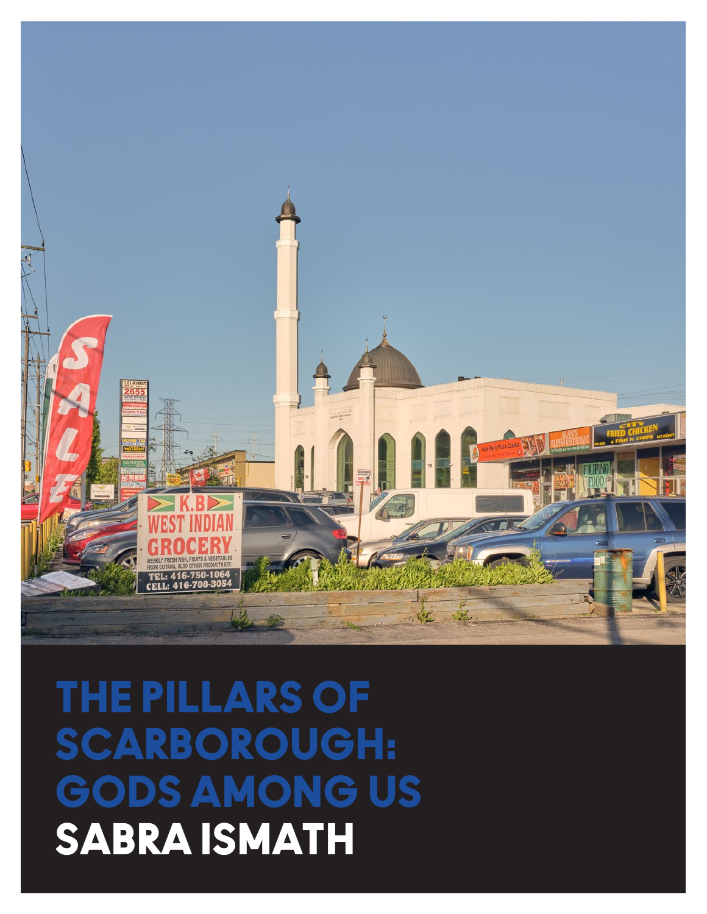# THE PILLARS OF SCARBOROUGH: GODS AMONG US

## SABRA ISMATH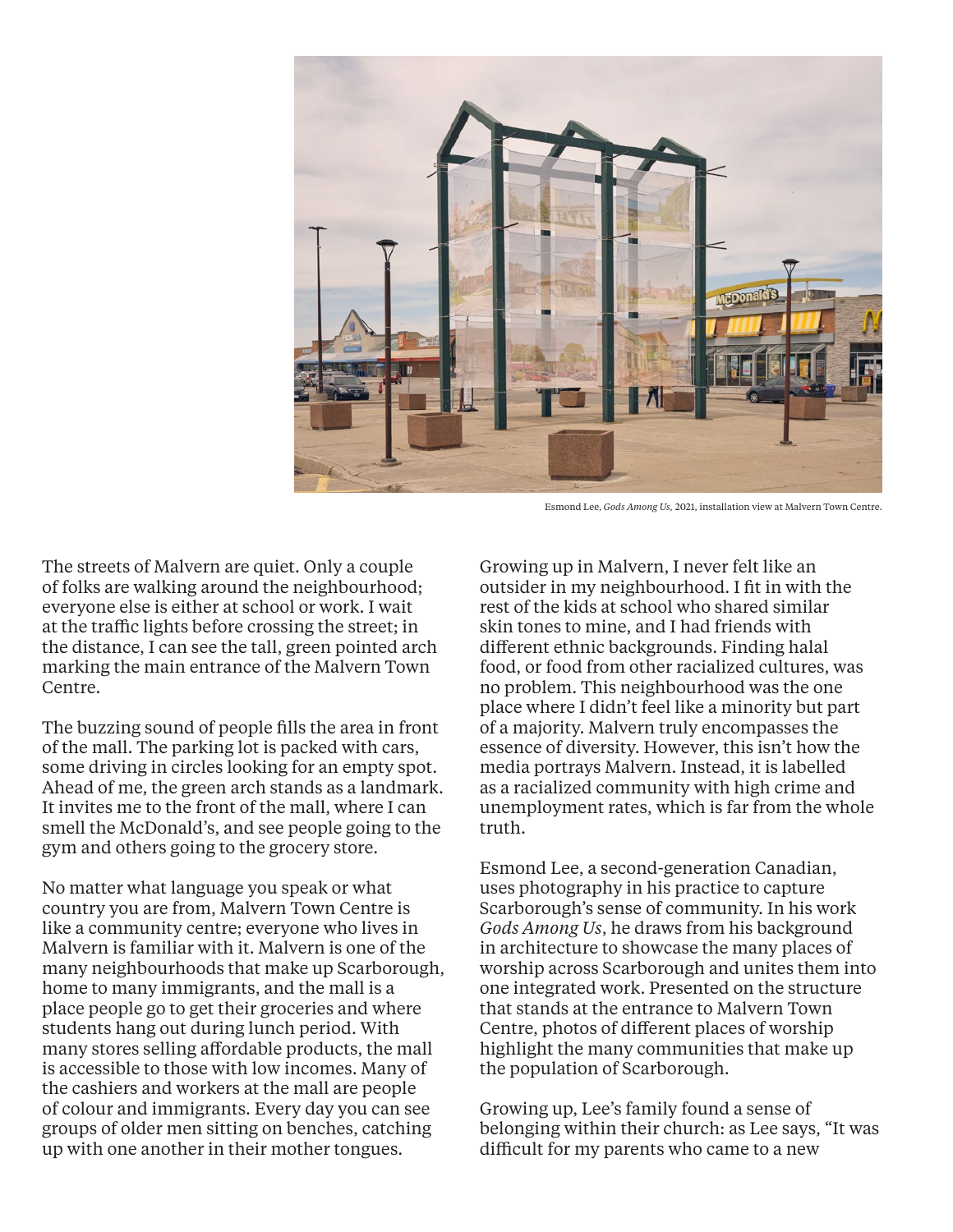Esmond Lee, *Gods Among Us*, 2021, installation view at Malvern Town Centre.

The streets of Malvern are quiet. Only a couple of folks are walking around the neighbourhood; everyone else is either at school or work. I wait at the traffic lights before crossing the street; in the distance, I can see the tall, green pointed arch marking the main entrance of the Malvern Town Centre.

The buzzing sound of people fills the area in front of the mall. The parking lot is packed with cars, some driving in circles looking for an empty spot. Ahead of me, the green arch stands as a landmark. It invites me to the front of the mall, where I can smell the McDonald's, and see people going to the gym and others going to the grocery store.

No matter what language you speak or what country you are from, Malvern Town Centre is like a community centre; everyone who lives in Malvern is familiar with it. Malvern is one of the many neighbourhoods that make up Scarborough, home to many immigrants, and the mall is a place people go to get their groceries and where students hang out during lunch period. With many stores selling affordable products, the mall is accessible to those with low incomes. Many of the cashiers and workers at the mall are people of colour and immigrants. Every day you can see groups of older men sitting on benches, catching up with one another in their mother tongues.

Growing up in Malvern, I never felt like an outsider in my neighbourhood. I fit in with the rest of the kids at school who shared similar skin tones to mine, and I had friends with different ethnic backgrounds. Finding halal food, or food from other racialized cultures, was no problem. This neighbourhood was the one place where I didn't feel like a minority but part of a majority. Malvern truly encompasses the essence of diversity. However, this isn't how the media portrays Malvern. Instead, it is labelled as a racialized community with high crime and unemployment rates, which is far from the whole truth.

Esmond Lee, a second-generation Canadian, uses photography in his practice to capture Scarborough's sense of community. In his work *Gods Among Us*, he draws from his background in architecture to showcase the many places of worship across Scarborough and unites them into one integrated work. Presented on the structure that stands at the entrance to Malvern Town Centre, photos of different places of worship highlight the many communities that make up the population of Scarborough.

Growing up, Lee's family found a sense of belonging within their church: as Lee says, "It was difficult for my parents who came to a new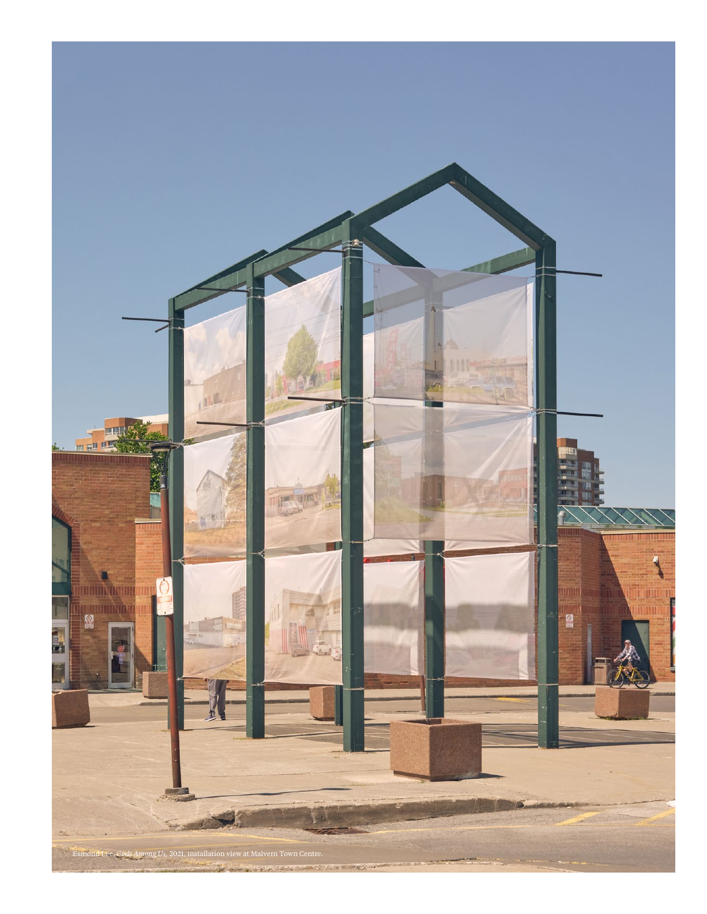Esmond Lee, *Gods Among Us*, 2021, installation view at Malvern Town Centre.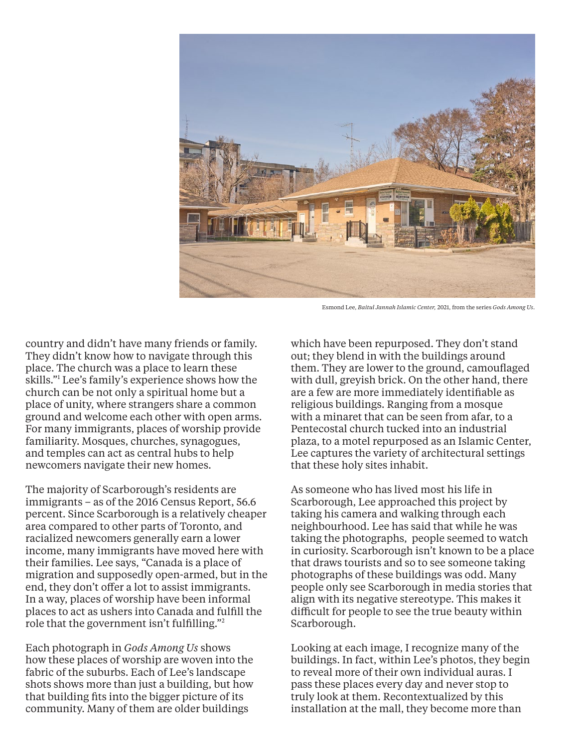Esmond Lee, *Baitul Jannah Islamic Center,* 2021, from the series *Gods Among Us*.

country and didn't have many friends or family. They didn't know how to navigate through this place. The church was a place to learn these skills."[1] Lee's family's experience shows how the church can be not only a spiritual home but a place of unity, where strangers share a common ground and welcome each other with open arms. For many immigrants, places of worship provide familiarity. Mosques, churches, synagogues, and temples can act as central hubs to help newcomers navigate their new homes.

The majority of Scarborough's residents are immigrants – as of the 2016 Census Report, 56.6 percent. Since Scarborough is a relatively cheaper area compared to other parts of Toronto, and racialized newcomers generally earn a lower income, many immigrants have moved here with their families. Lee says, "Canada is a place of migration and supposedly open-armed, but in the end, they don't offer a lot to assist immigrants. In a way, places of worship have been informal places to act as ushers into Canada and fulfill the role that the government isn't fulfilling."[2]

Each photograph in *Gods Among Us* shows how these places of worship are woven into the fabric of the suburbs. Each of Lee's landscape shots shows more than just a building, but how that building fits into the bigger picture of its community. Many of them are older buildings which have been repurposed. They don't stand out; they blend in with the buildings around them. They are lower to the ground, camouflaged with dull, greyish brick. On the other hand, there are a few are more immediately identifiable as religious buildings. Ranging from a mosque with a minaret that can be seen from afar, to a Pentecostal church tucked into an industrial plaza, to a motel repurposed as an Islamic Center, Lee captures the variety of architectural settings that these holy sites inhabit.

As someone who has lived most his life in Scarborough, Lee approached this project by taking his camera and walking through each neighbourhood. Lee has said that while he was taking the photographs, people seemed to watch in curiosity. Scarborough isn't known to be a place that draws tourists and so to see someone taking photographs of these buildings was odd. Many people only see Scarborough in media stories that align with its negative stereotype. This makes it difficult for people to see the true beauty within Scarborough.

Looking at each image, I recognize many of the buildings. In fact, within Lee's photos, they begin to reveal more of their own individual auras. I pass these places every day and never stop to truly look at them. Recontextualized by this installation at the mall, they become more than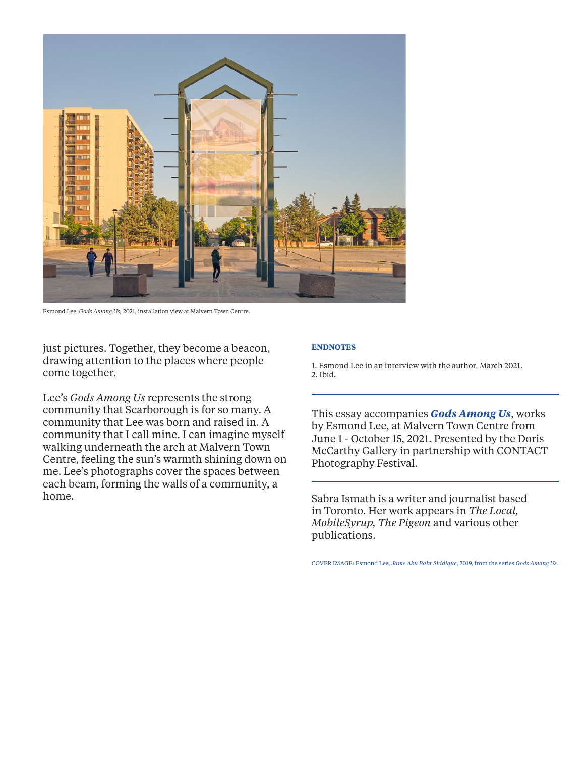Esmond Lee, *Gods Among Us*, 2021, installation view at Malvern Town Centre.

just pictures. Together, they become a beacon, drawing attention to the places where people come together.

Lee's *Gods Among Us* represents the strong community that Scarborough is for so many. A community that Lee was born and raised in. A community that I call mine. I can imagine myself walking underneath the arch at Malvern Town Centre, feeling the sun's warmth shining down on me. Lee's photographs cover the spaces between each beam, forming the walls of a community, a home.

**ENDNOTES**

1. Esmond Lee in an interview with the author, March 2021.
2. Ibid.

---

This essay accompanies ***Gods Among Us***, works by Esmond Lee, at Malvern Town Centre from June 1 - October 15, 2021. Presented by the Doris McCarthy Gallery in partnership with CONTACT Photography Festival.

---

Sabra Ismath is a writer and journalist based in Toronto. Her work appears in *The Local, MobileSyrup, The Pigeon* and various other publications.

COVER IMAGE: Esmond Lee, *Jame Abu Bakr Siddique*, 2019, from the series *Gods Among Us*.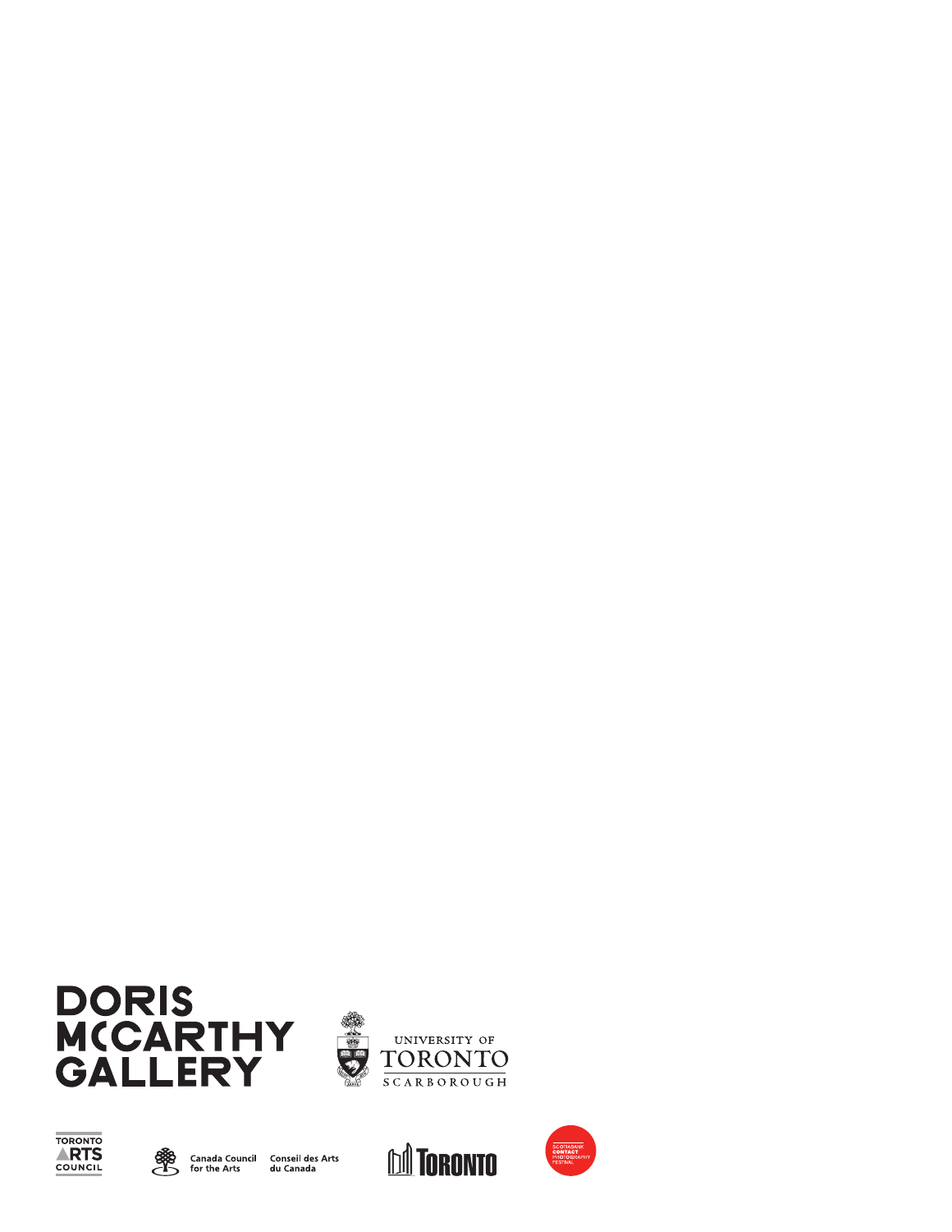DORIS McCARTHY GALLERY

UNIVERSITY OF TORONTO SCARBOROUGH

TORONTO ARTS COUNCIL

Canada Council for the Arts

Conseil des Arts du Canada

TORONTO

SCOTIABANK CONTACT PHOTOGRAPHY FESTIVAL